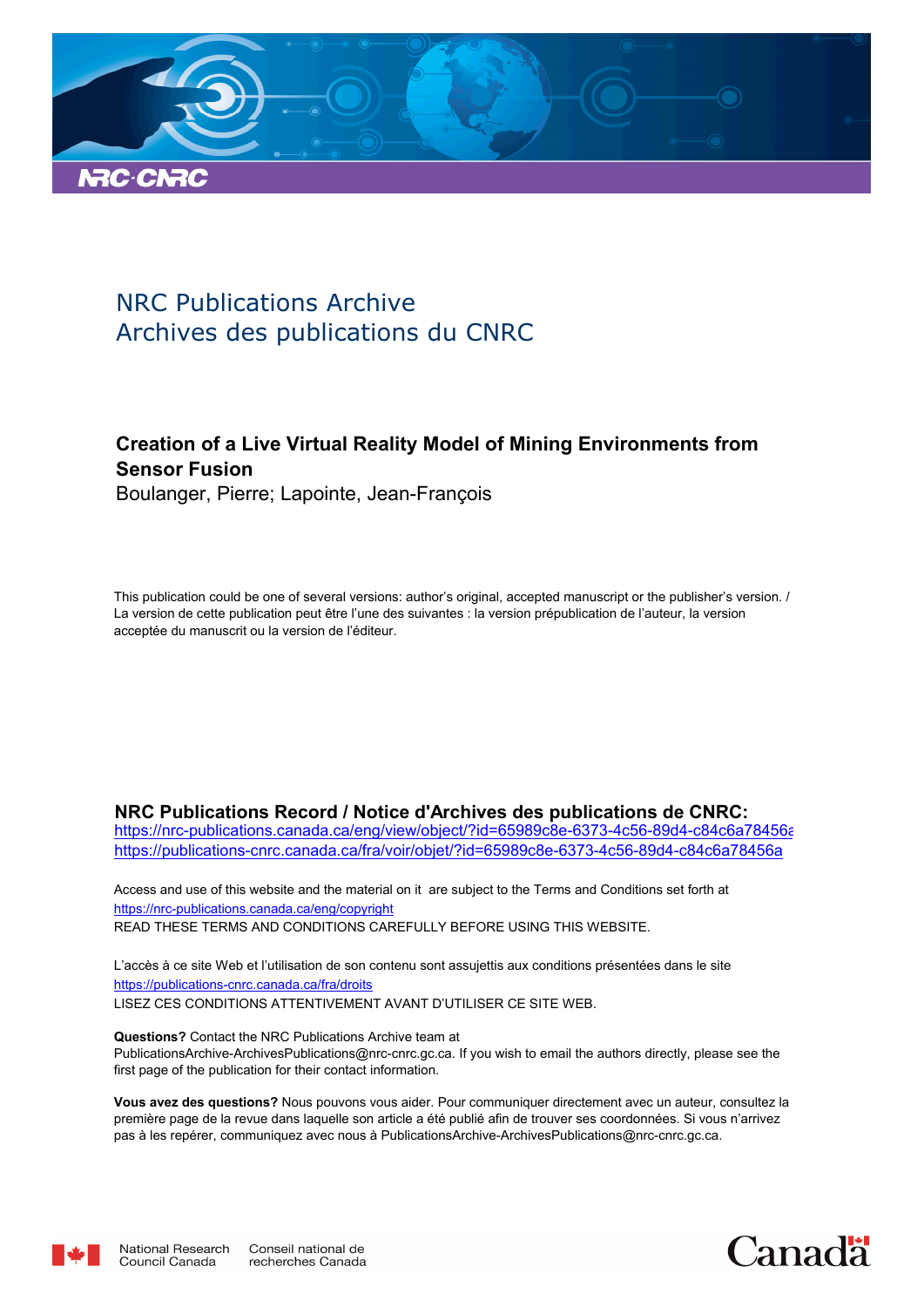# NRC Publications Archive
# Archives des publications du CNRC

## Creation of a Live Virtual Reality Model of Mining Environments from Sensor Fusion

Boulanger, Pierre; Lapointe, Jean-François

This publication could be one of several versions: author's original, accepted manuscript or the publisher's version. / La version de cette publication peut être l'une des suivantes : la version prépublication de l'auteur, la version acceptée du manuscrit ou la version de l'éditeur.

**NRC Publications Record / Notice d'Archives des publications de CNRC:**

https://nrc-publications.canada.ca/eng/view/object/?id=65989c8e-6373-4c56-89d4-c84c6a78456a
https://publications-cnrc.canada.ca/fra/voir/objet/?id=65989c8e-6373-4c56-89d4-c84c6a78456a

Access and use of this website and the material on it are subject to the Terms and Conditions set forth at https://nrc-publications.canada.ca/eng/copyright
READ THESE TERMS AND CONDITIONS CAREFULLY BEFORE USING THIS WEBSITE.

L'accès à ce site Web et l'utilisation de son contenu sont assujettis aux conditions présentées dans le site https://publications-cnrc.canada.ca/fra/droits
LISEZ CES CONDITIONS ATTENTIVEMENT AVANT D'UTILISER CE SITE WEB.

**Questions?** Contact the NRC Publications Archive team at PublicationsArchive-ArchivesPublications@nrc-cnrc.gc.ca. If you wish to email the authors directly, please see the first page of the publication for their contact information.

**Vous avez des questions?** Nous pouvons vous aider. Pour communiquer directement avec un auteur, consultez la première page de la revue dans laquelle son article a été publié afin de trouver ses coordonnées. Si vous n'arrivez pas à les repérer, communiquez avec nous à PublicationsArchive-ArchivesPublications@nrc-cnrc.gc.ca.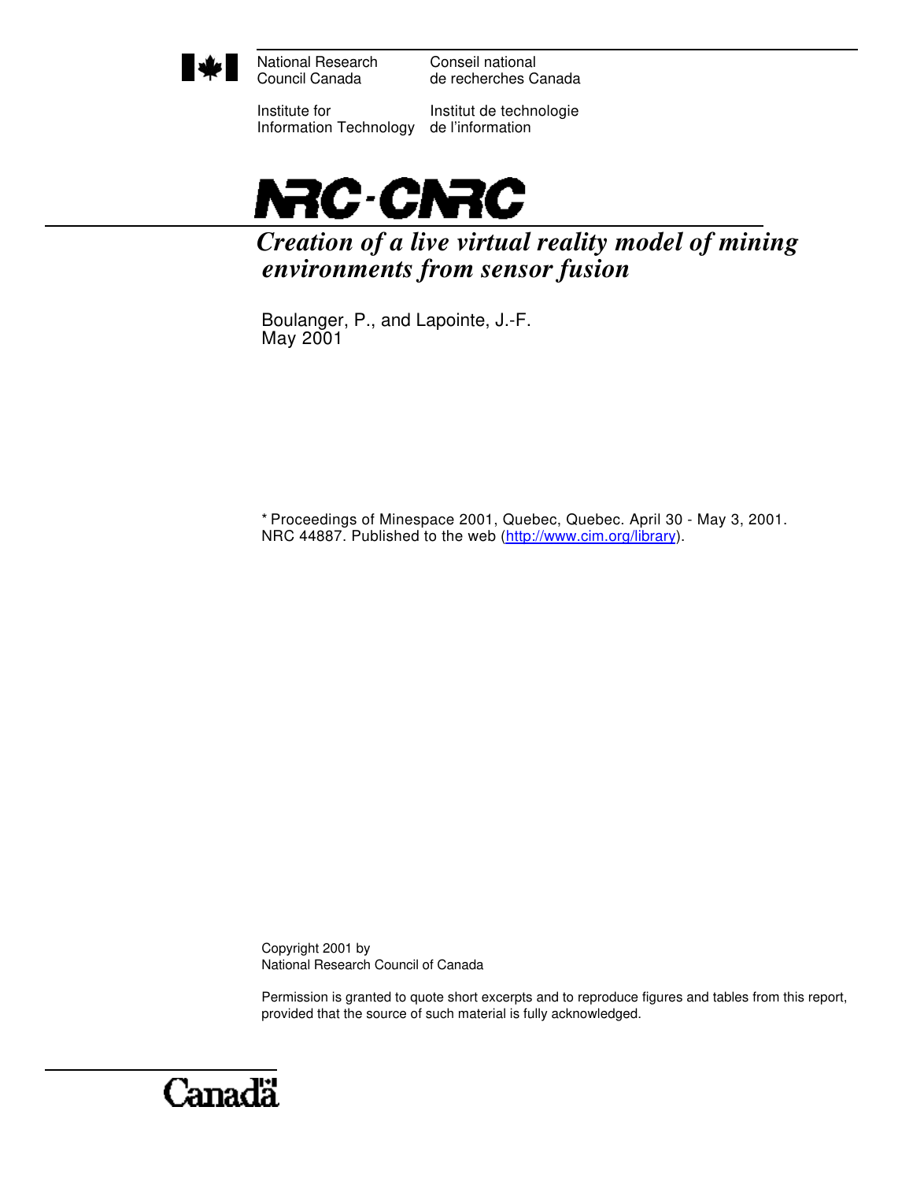National Research Council Canada

Conseil national de recherches Canada

Institute for Information Technology

Institut de technologie de l'information

# NRC-CNRC

## *Creation of a live virtual reality model of mining environments from sensor fusion*

Boulanger, P., and Lapointe, J.-F.
May 2001

\* Proceedings of Minespace 2001, Quebec, Quebec. April 30 - May 3, 2001. NRC 44887. Published to the web (http://www.cim.org/library).

Copyright 2001 by
National Research Council of Canada

Permission is granted to quote short excerpts and to reproduce figures and tables from this report, provided that the source of such material is fully acknowledged.

Canada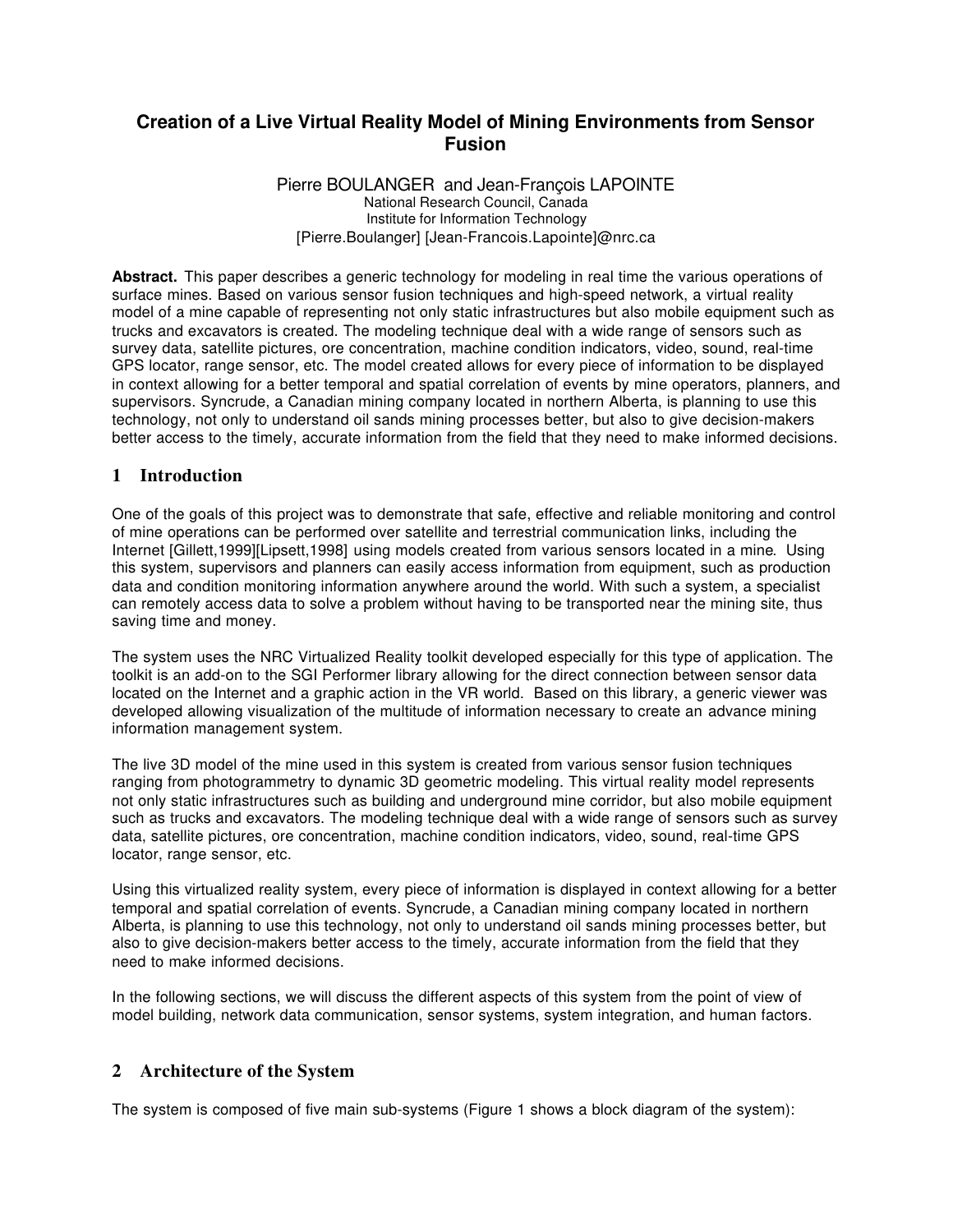# Creation of a Live Virtual Reality Model of Mining Environments from Sensor Fusion

Pierre BOULANGER and Jean-François LAPOINTE
National Research Council, Canada
Institute for Information Technology
[Pierre.Boulanger] [Jean-Francois.Lapointe]@nrc.ca

**Abstract.** This paper describes a generic technology for modeling in real time the various operations of surface mines. Based on various sensor fusion techniques and high-speed network, a virtual reality model of a mine capable of representing not only static infrastructures but also mobile equipment such as trucks and excavators is created. The modeling technique deal with a wide range of sensors such as survey data, satellite pictures, ore concentration, machine condition indicators, video, sound, real-time GPS locator, range sensor, etc. The model created allows for every piece of information to be displayed in context allowing for a better temporal and spatial correlation of events by mine operators, planners, and supervisors. Syncrude, a Canadian mining company located in northern Alberta, is planning to use this technology, not only to understand oil sands mining processes better, but also to give decision-makers better access to the timely, accurate information from the field that they need to make informed decisions.

## 1 Introduction

One of the goals of this project was to demonstrate that safe, effective and reliable monitoring and control of mine operations can be performed over satellite and terrestrial communication links, including the Internet [Gillett,1999][Lipsett,1998] using models created from various sensors located in a mine. Using this system, supervisors and planners can easily access information from equipment, such as production data and condition monitoring information anywhere around the world. With such a system, a specialist can remotely access data to solve a problem without having to be transported near the mining site, thus saving time and money.

The system uses the NRC Virtualized Reality toolkit developed especially for this type of application. The toolkit is an add-on to the SGI Performer library allowing for the direct connection between sensor data located on the Internet and a graphic action in the VR world. Based on this library, a generic viewer was developed allowing visualization of the multitude of information necessary to create an advance mining information management system.

The live 3D model of the mine used in this system is created from various sensor fusion techniques ranging from photogrammetry to dynamic 3D geometric modeling. This virtual reality model represents not only static infrastructures such as building and underground mine corridor, but also mobile equipment such as trucks and excavators. The modeling technique deal with a wide range of sensors such as survey data, satellite pictures, ore concentration, machine condition indicators, video, sound, real-time GPS locator, range sensor, etc.

Using this virtualized reality system, every piece of information is displayed in context allowing for a better temporal and spatial correlation of events. Syncrude, a Canadian mining company located in northern Alberta, is planning to use this technology, not only to understand oil sands mining processes better, but also to give decision-makers better access to the timely, accurate information from the field that they need to make informed decisions.

In the following sections, we will discuss the different aspects of this system from the point of view of model building, network data communication, sensor systems, system integration, and human factors.

## 2 Architecture of the System

The system is composed of five main sub-systems (Figure 1 shows a block diagram of the system):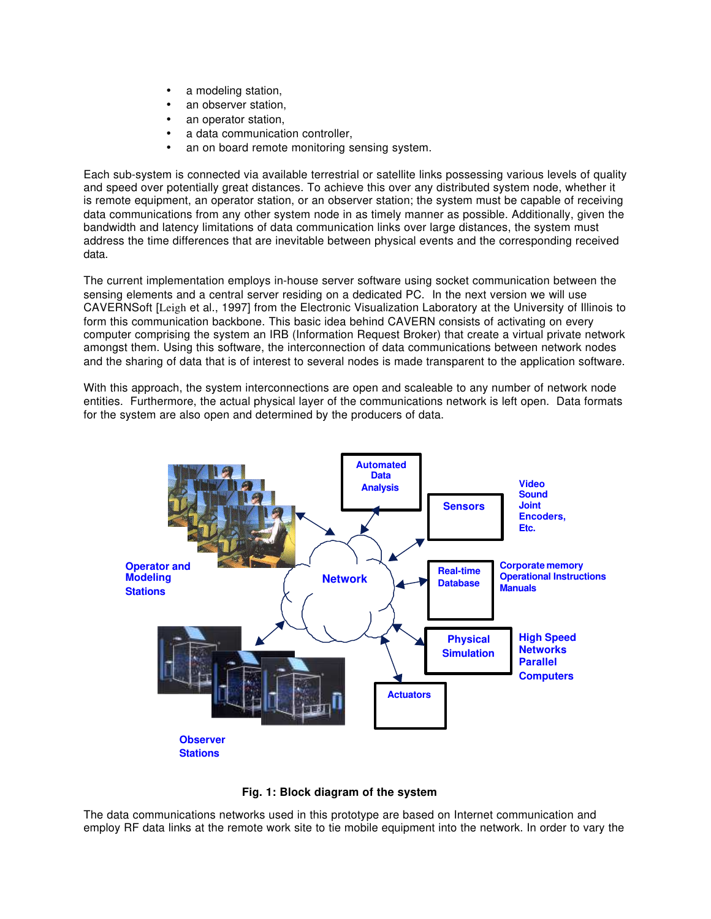- a modeling station,
- an observer station,
- an operator station,
- a data communication controller,
- an on board remote monitoring sensing system.

Each sub-system is connected via available terrestrial or satellite links possessing various levels of quality and speed over potentially great distances. To achieve this over any distributed system node, whether it is remote equipment, an operator station, or an observer station; the system must be capable of receiving data communications from any other system node in as timely manner as possible. Additionally, given the bandwidth and latency limitations of data communication links over large distances, the system must address the time differences that are inevitable between physical events and the corresponding received data.

The current implementation employs in-house server software using socket communication between the sensing elements and a central server residing on a dedicated PC. In the next version we will use CAVERNSoft [Leigh et al., 1997] from the Electronic Visualization Laboratory at the University of Illinois to form this communication backbone. This basic idea behind CAVERN consists of activating on every computer comprising the system an IRB (Information Request Broker) that create a virtual private network amongst them. Using this software, the interconnection of data communications between network nodes and the sharing of data that is of interest to several nodes is made transparent to the application software.

With this approach, the system interconnections are open and scaleable to any number of network node entities. Furthermore, the actual physical layer of the communications network is left open. Data formats for the system are also open and determined by the producers of data.

**Fig. 1: Block diagram of the system**

The data communications networks used in this prototype are based on Internet communication and employ RF data links at the remote work site to tie mobile equipment into the network. In order to vary the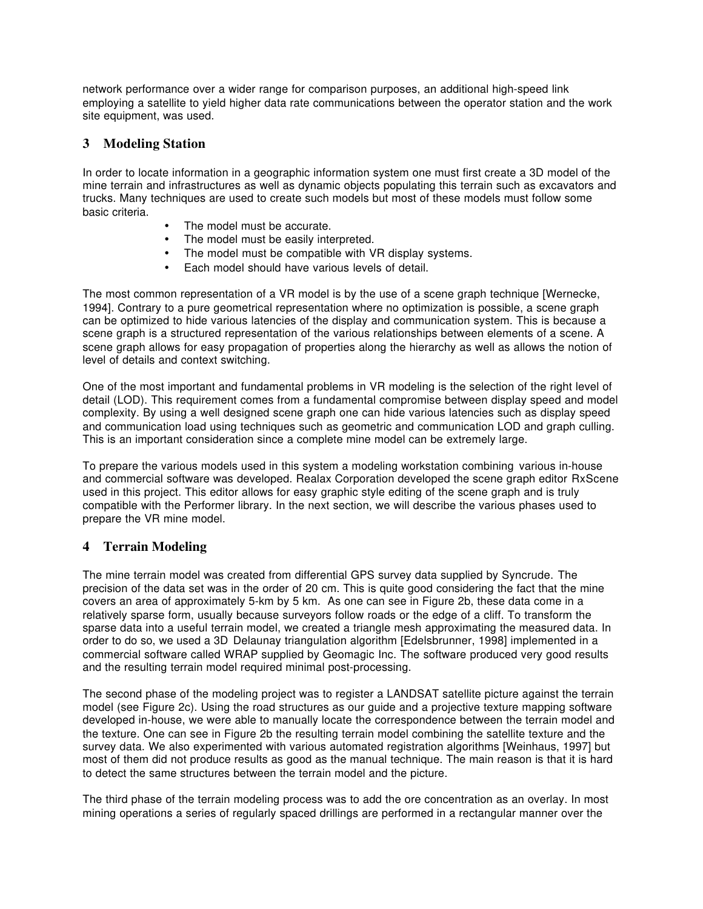network performance over a wider range for comparison purposes, an additional high-speed link employing a satellite to yield higher data rate communications between the operator station and the work site equipment, was used.

## 3 Modeling Station

In order to locate information in a geographic information system one must first create a 3D model of the mine terrain and infrastructures as well as dynamic objects populating this terrain such as excavators and trucks. Many techniques are used to create such models but most of these models must follow some basic criteria.

- The model must be accurate.
- The model must be easily interpreted.
- The model must be compatible with VR display systems.
- Each model should have various levels of detail.

The most common representation of a VR model is by the use of a scene graph technique [Wernecke, 1994]. Contrary to a pure geometrical representation where no optimization is possible, a scene graph can be optimized to hide various latencies of the display and communication system. This is because a scene graph is a structured representation of the various relationships between elements of a scene. A scene graph allows for easy propagation of properties along the hierarchy as well as allows the notion of level of details and context switching.

One of the most important and fundamental problems in VR modeling is the selection of the right level of detail (LOD). This requirement comes from a fundamental compromise between display speed and model complexity. By using a well designed scene graph one can hide various latencies such as display speed and communication load using techniques such as geometric and communication LOD and graph culling. This is an important consideration since a complete mine model can be extremely large.

To prepare the various models used in this system a modeling workstation combining various in-house and commercial software was developed. Realax Corporation developed the scene graph editor RxScene used in this project. This editor allows for easy graphic style editing of the scene graph and is truly compatible with the Performer library. In the next section, we will describe the various phases used to prepare the VR mine model.

## 4 Terrain Modeling

The mine terrain model was created from differential GPS survey data supplied by Syncrude. The precision of the data set was in the order of 20 cm. This is quite good considering the fact that the mine covers an area of approximately 5-km by 5 km. As one can see in Figure 2b, these data come in a relatively sparse form, usually because surveyors follow roads or the edge of a cliff. To transform the sparse data into a useful terrain model, we created a triangle mesh approximating the measured data. In order to do so, we used a 3D Delaunay triangulation algorithm [Edelsbrunner, 1998] implemented in a commercial software called WRAP supplied by Geomagic Inc. The software produced very good results and the resulting terrain model required minimal post-processing.

The second phase of the modeling project was to register a LANDSAT satellite picture against the terrain model (see Figure 2c). Using the road structures as our guide and a projective texture mapping software developed in-house, we were able to manually locate the correspondence between the terrain model and the texture. One can see in Figure 2b the resulting terrain model combining the satellite texture and the survey data. We also experimented with various automated registration algorithms [Weinhaus, 1997] but most of them did not produce results as good as the manual technique. The main reason is that it is hard to detect the same structures between the terrain model and the picture.

The third phase of the terrain modeling process was to add the ore concentration as an overlay. In most mining operations a series of regularly spaced drillings are performed in a rectangular manner over the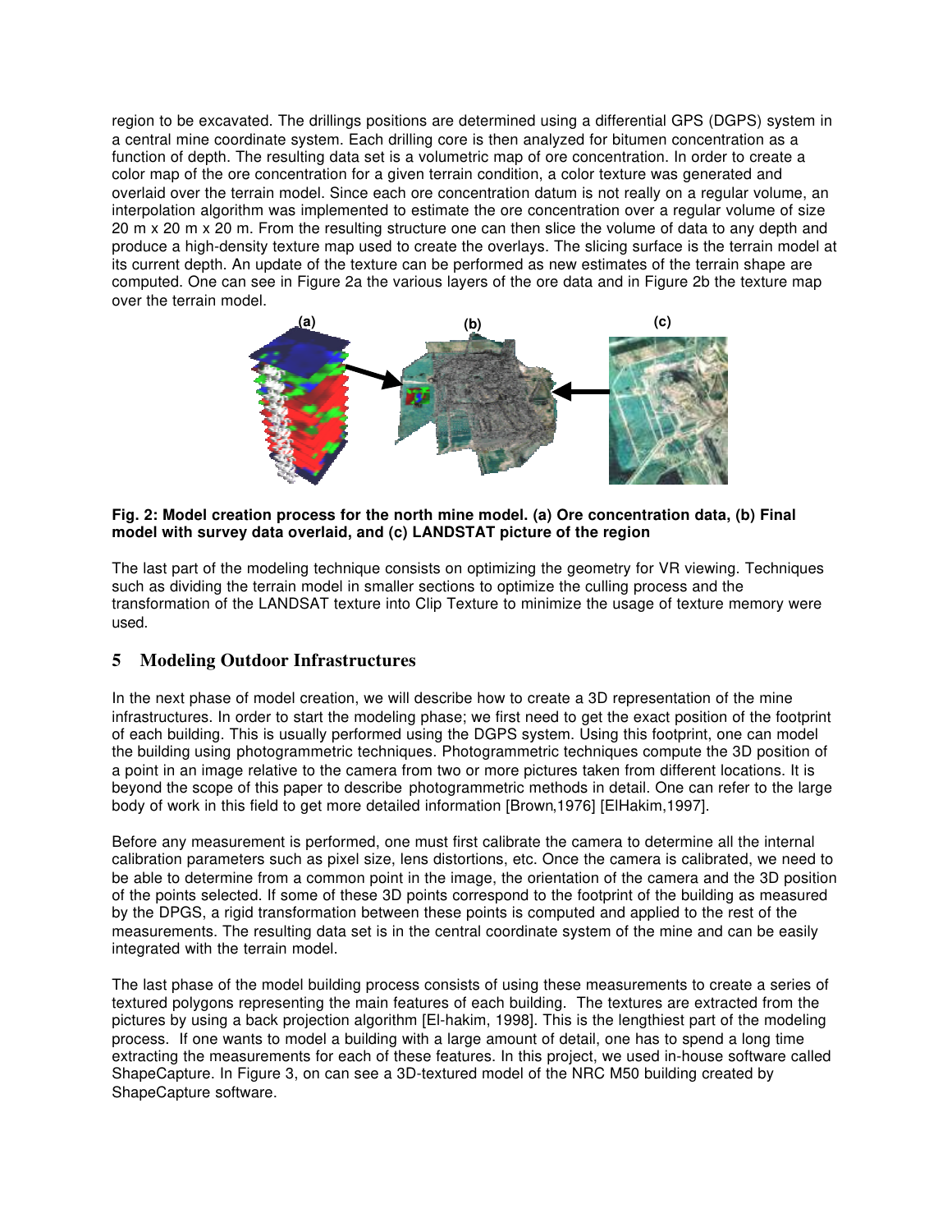region to be excavated. The drillings positions are determined using a differential GPS (DGPS) system in a central mine coordinate system. Each drilling core is then analyzed for bitumen concentration as a function of depth. The resulting data set is a volumetric map of ore concentration. In order to create a color map of the ore concentration for a given terrain condition, a color texture was generated and overlaid over the terrain model. Since each ore concentration datum is not really on a regular volume, an interpolation algorithm was implemented to estimate the ore concentration over a regular volume of size 20 m x 20 m x 20 m. From the resulting structure one can then slice the volume of data to any depth and produce a high-density texture map used to create the overlays. The slicing surface is the terrain model at its current depth. An update of the texture can be performed as new estimates of the terrain shape are computed. One can see in Figure 2a the various layers of the ore data and in Figure 2b the texture map over the terrain model.

**Fig. 2: Model creation process for the north mine model. (a) Ore concentration data, (b) Final model with survey data overlaid, and (c) LANDSTAT picture of the region**

The last part of the modeling technique consists on optimizing the geometry for VR viewing. Techniques such as dividing the terrain model in smaller sections to optimize the culling process and the transformation of the LANDSAT texture into Clip Texture to minimize the usage of texture memory were used.

## 5 Modeling Outdoor Infrastructures

In the next phase of model creation, we will describe how to create a 3D representation of the mine infrastructures. In order to start the modeling phase; we first need to get the exact position of the footprint of each building. This is usually performed using the DGPS system. Using this footprint, one can model the building using photogrammetric techniques. Photogrammetric techniques compute the 3D position of a point in an image relative to the camera from two or more pictures taken from different locations. It is beyond the scope of this paper to describe photogrammetric methods in detail. One can refer to the large body of work in this field to get more detailed information [Brown,1976] [ElHakim,1997].

Before any measurement is performed, one must first calibrate the camera to determine all the internal calibration parameters such as pixel size, lens distortions, etc. Once the camera is calibrated, we need to be able to determine from a common point in the image, the orientation of the camera and the 3D position of the points selected. If some of these 3D points correspond to the footprint of the building as measured by the DPGS, a rigid transformation between these points is computed and applied to the rest of the measurements. The resulting data set is in the central coordinate system of the mine and can be easily integrated with the terrain model.

The last phase of the model building process consists of using these measurements to create a series of textured polygons representing the main features of each building. The textures are extracted from the pictures by using a back projection algorithm [El-hakim, 1998]. This is the lengthiest part of the modeling process. If one wants to model a building with a large amount of detail, one has to spend a long time extracting the measurements for each of these features. In this project, we used in-house software called ShapeCapture. In Figure 3, on can see a 3D-textured model of the NRC M50 building created by ShapeCapture software.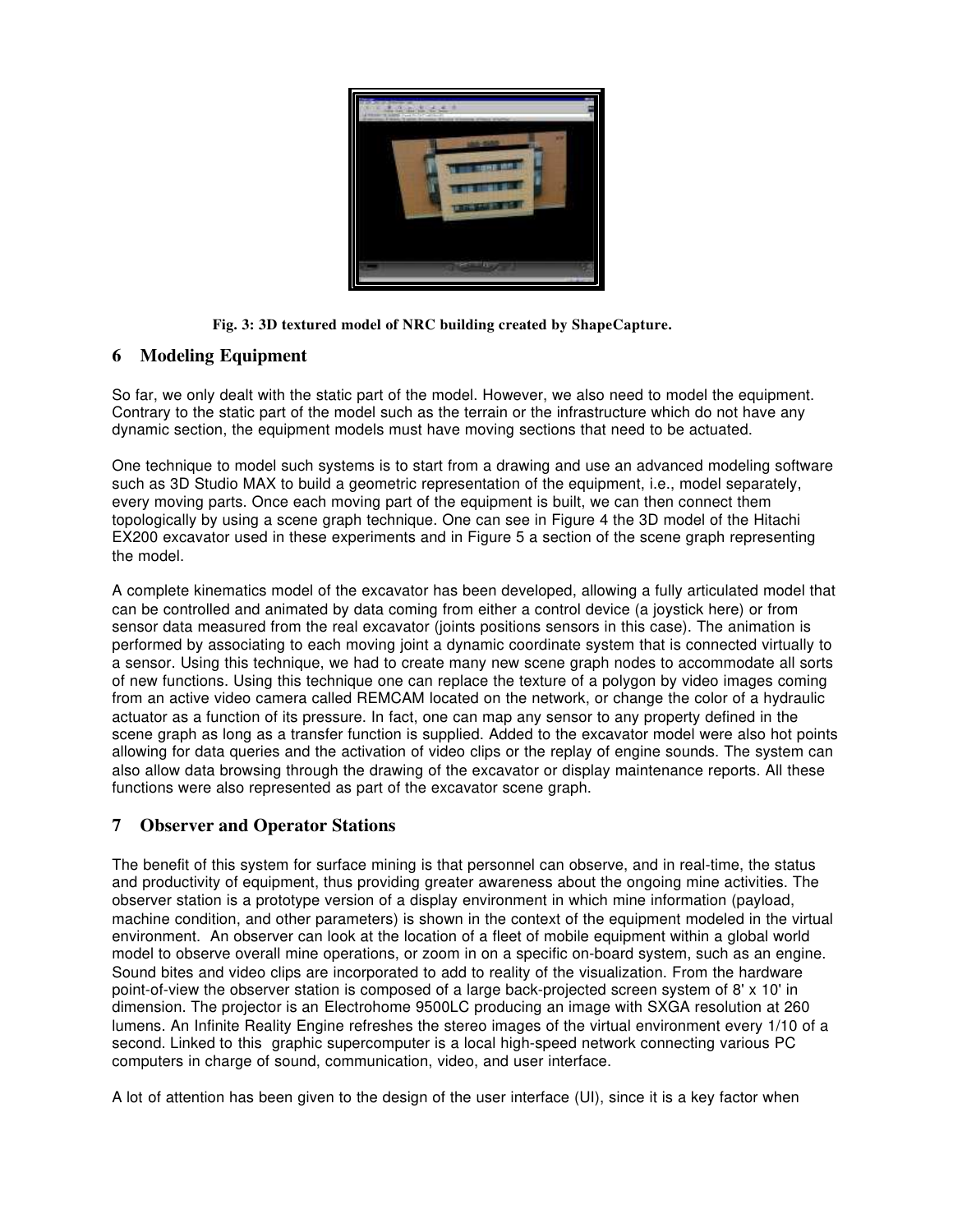Fig. 3: 3D textured model of NRC building created by ShapeCapture.

## 6 Modeling Equipment

So far, we only dealt with the static part of the model. However, we also need to model the equipment. Contrary to the static part of the model such as the terrain or the infrastructure which do not have any dynamic section, the equipment models must have moving sections that need to be actuated.

One technique to model such systems is to start from a drawing and use an advanced modeling software such as 3D Studio MAX to build a geometric representation of the equipment, i.e., model separately, every moving parts. Once each moving part of the equipment is built, we can then connect them topologically by using a scene graph technique. One can see in Figure 4 the 3D model of the Hitachi EX200 excavator used in these experiments and in Figure 5 a section of the scene graph representing the model.

A complete kinematics model of the excavator has been developed, allowing a fully articulated model that can be controlled and animated by data coming from either a control device (a joystick here) or from sensor data measured from the real excavator (joints positions sensors in this case). The animation is performed by associating to each moving joint a dynamic coordinate system that is connected virtually to a sensor. Using this technique, we had to create many new scene graph nodes to accommodate all sorts of new functions. Using this technique one can replace the texture of a polygon by video images coming from an active video camera called REMCAM located on the network, or change the color of a hydraulic actuator as a function of its pressure. In fact, one can map any sensor to any property defined in the scene graph as long as a transfer function is supplied. Added to the excavator model were also hot points allowing for data queries and the activation of video clips or the replay of engine sounds. The system can also allow data browsing through the drawing of the excavator or display maintenance reports. All these functions were also represented as part of the excavator scene graph.

## 7 Observer and Operator Stations

The benefit of this system for surface mining is that personnel can observe, and in real-time, the status and productivity of equipment, thus providing greater awareness about the ongoing mine activities. The observer station is a prototype version of a display environment in which mine information (payload, machine condition, and other parameters) is shown in the context of the equipment modeled in the virtual environment. An observer can look at the location of a fleet of mobile equipment within a global world model to observe overall mine operations, or zoom in on a specific on-board system, such as an engine. Sound bites and video clips are incorporated to add to reality of the visualization. From the hardware point-of-view the observer station is composed of a large back-projected screen system of 8' x 10' in dimension. The projector is an Electrohome 9500LC producing an image with SXGA resolution at 260 lumens. An Infinite Reality Engine refreshes the stereo images of the virtual environment every 1/10 of a second. Linked to this graphic supercomputer is a local high-speed network connecting various PC computers in charge of sound, communication, video, and user interface.

A lot of attention has been given to the design of the user interface (UI), since it is a key factor when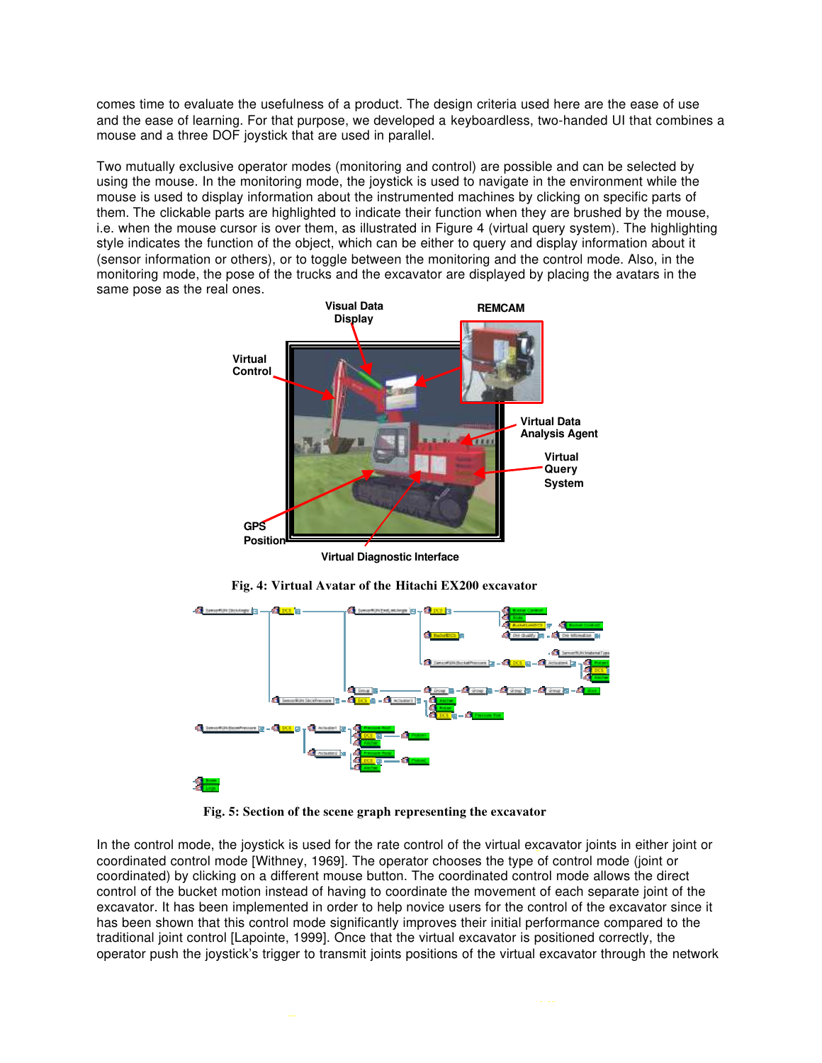comes time to evaluate the usefulness of a product. The design criteria used here are the ease of use and the ease of learning. For that purpose, we developed a keyboardless, two-handed UI that combines a mouse and a three DOF joystick that are used in parallel.

Two mutually exclusive operator modes (monitoring and control) are possible and can be selected by using the mouse. In the monitoring mode, the joystick is used to navigate in the environment while the mouse is used to display information about the instrumented machines by clicking on specific parts of them. The clickable parts are highlighted to indicate their function when they are brushed by the mouse, i.e. when the mouse cursor is over them, as illustrated in Figure 4 (virtual query system). The highlighting style indicates the function of the object, which can be either to query and display information about it (sensor information or others), or to toggle between the monitoring and the control mode. Also, in the monitoring mode, the pose of the trucks and the excavator are displayed by placing the avatars in the same pose as the real ones.

**Fig. 4: Virtual Avatar of the Hitachi EX200 excavator**

**Fig. 5: Section of the scene graph representing the excavator**

In the control mode, the joystick is used for the rate control of the virtual excavator joints in either joint or coordinated control mode [Withney, 1969]. The operator chooses the type of control mode (joint or coordinated) by clicking on a different mouse button. The coordinated control mode allows the direct control of the bucket motion instead of having to coordinate the movement of each separate joint of the excavator. It has been implemented in order to help novice users for the control of the excavator since it has been shown that this control mode significantly improves their initial performance compared to the traditional joint control [Lapointe, 1999]. Once that the virtual excavator is positioned correctly, the operator push the joystick's trigger to transmit joints positions of the virtual excavator through the network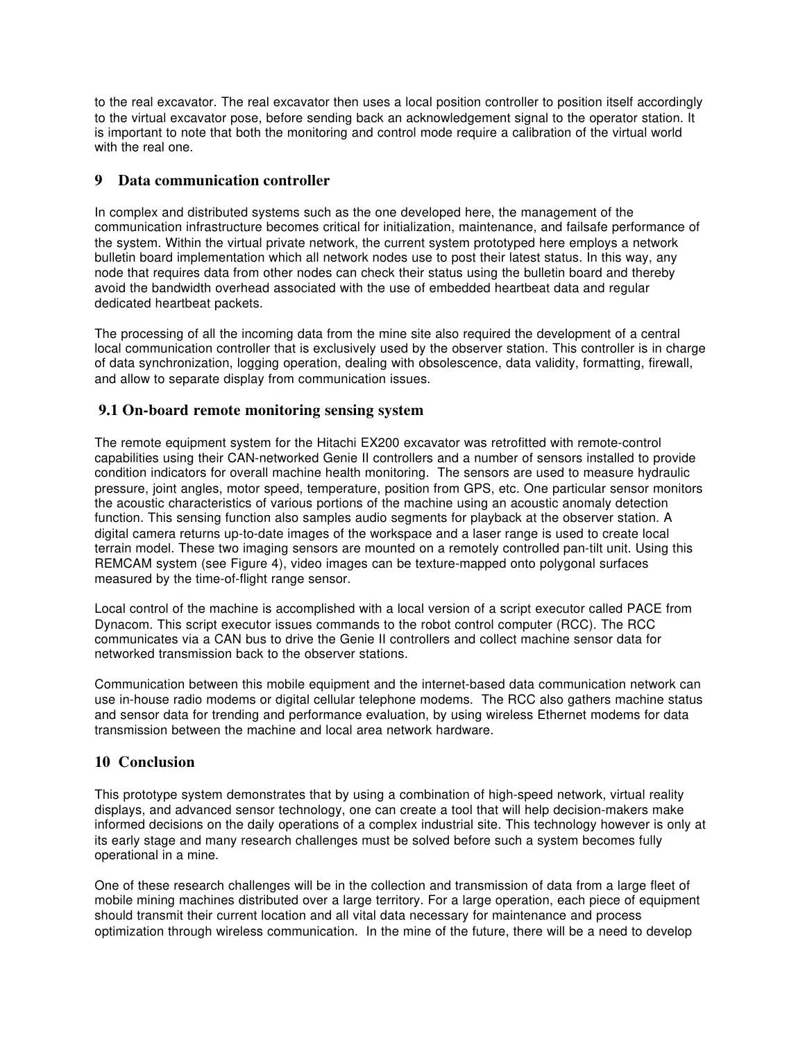to the real excavator. The real excavator then uses a local position controller to position itself accordingly to the virtual excavator pose, before sending back an acknowledgement signal to the operator station. It is important to note that both the monitoring and control mode require a calibration of the virtual world with the real one.

## 9 Data communication controller

In complex and distributed systems such as the one developed here, the management of the communication infrastructure becomes critical for initialization, maintenance, and failsafe performance of the system. Within the virtual private network, the current system prototyped here employs a network bulletin board implementation which all network nodes use to post their latest status. In this way, any node that requires data from other nodes can check their status using the bulletin board and thereby avoid the bandwidth overhead associated with the use of embedded heartbeat data and regular dedicated heartbeat packets.

The processing of all the incoming data from the mine site also required the development of a central local communication controller that is exclusively used by the observer station. This controller is in charge of data synchronization, logging operation, dealing with obsolescence, data validity, formatting, firewall, and allow to separate display from communication issues.

### 9.1 On-board remote monitoring sensing system

The remote equipment system for the Hitachi EX200 excavator was retrofitted with remote-control capabilities using their CAN-networked Genie II controllers and a number of sensors installed to provide condition indicators for overall machine health monitoring. The sensors are used to measure hydraulic pressure, joint angles, motor speed, temperature, position from GPS, etc. One particular sensor monitors the acoustic characteristics of various portions of the machine using an acoustic anomaly detection function. This sensing function also samples audio segments for playback at the observer station. A digital camera returns up-to-date images of the workspace and a laser range is used to create local terrain model. These two imaging sensors are mounted on a remotely controlled pan-tilt unit. Using this REMCAM system (see Figure 4), video images can be texture-mapped onto polygonal surfaces measured by the time-of-flight range sensor.

Local control of the machine is accomplished with a local version of a script executor called PACE from Dynacom. This script executor issues commands to the robot control computer (RCC). The RCC communicates via a CAN bus to drive the Genie II controllers and collect machine sensor data for networked transmission back to the observer stations.

Communication between this mobile equipment and the internet-based data communication network can use in-house radio modems or digital cellular telephone modems. The RCC also gathers machine status and sensor data for trending and performance evaluation, by using wireless Ethernet modems for data transmission between the machine and local area network hardware.

## 10 Conclusion

This prototype system demonstrates that by using a combination of high-speed network, virtual reality displays, and advanced sensor technology, one can create a tool that will help decision-makers make informed decisions on the daily operations of a complex industrial site. This technology however is only at its early stage and many research challenges must be solved before such a system becomes fully operational in a mine.

One of these research challenges will be in the collection and transmission of data from a large fleet of mobile mining machines distributed over a large territory. For a large operation, each piece of equipment should transmit their current location and all vital data necessary for maintenance and process optimization through wireless communication. In the mine of the future, there will be a need to develop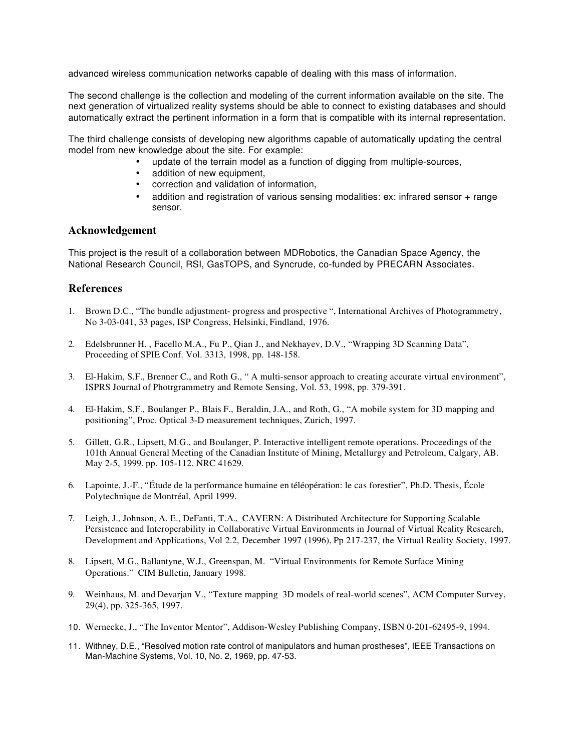advanced wireless communication networks capable of dealing with this mass of information.

The second challenge is the collection and modeling of the current information available on the site. The next generation of virtualized reality systems should be able to connect to existing databases and should automatically extract the pertinent information in a form that is compatible with its internal representation.

The third challenge consists of developing new algorithms capable of automatically updating the central model from new knowledge about the site. For example:

- update of the terrain model as a function of digging from multiple-sources,
- addition of new equipment,
- correction and validation of information,
- addition and registration of various sensing modalities: ex: infrared sensor + range sensor.

## Acknowledgement

This project is the result of a collaboration between MDRobotics, the Canadian Space Agency, the National Research Council, RSI, GasTOPS, and Syncrude, co-funded by PRECARN Associates.

## References

1. Brown D.C., "The bundle adjustment- progress and prospective ", International Archives of Photogrammetry, No 3-03-041, 33 pages, ISP Congress, Helsinki, Findland, 1976.

2. Edelsbrunner H. , Facello M.A., Fu P., Qian J., and Nekhayev, D.V., "Wrapping 3D Scanning Data", Proceeding of SPIE Conf. Vol. 3313, 1998, pp. 148-158.

3. El-Hakim, S.F., Brenner C., and Roth G., " A multi-sensor approach to creating accurate virtual environment", ISPRS Journal of Photrgrammetry and Remote Sensing, Vol. 53, 1998, pp. 379-391.

4. El-Hakim, S.F., Boulanger P., Blais F., Beraldin, J.A., and Roth, G., "A mobile system for 3D mapping and positioning", Proc. Optical 3-D measurement techniques, Zurich, 1997.

5. Gillett, G.R., Lipsett, M.G., and Boulanger, P. Interactive intelligent remote operations. Proceedings of the 101th Annual General Meeting of the Canadian Institute of Mining, Metallurgy and Petroleum, Calgary, AB. May 2-5, 1999. pp. 105-112. NRC 41629.

6. Lapointe, J.-F., "Étude de la performance humaine en téléopération: le cas forestier", Ph.D. Thesis, École Polytechnique de Montréal, April 1999.

7. Leigh, J., Johnson, A. E., DeFanti, T.A., CAVERN: A Distributed Architecture for Supporting Scalable Persistence and Interoperability in Collaborative Virtual Environments in Journal of Virtual Reality Research, Development and Applications, Vol 2.2, December 1997 (1996), Pp 217-237, the Virtual Reality Society, 1997.

8. Lipsett, M.G., Ballantyne, W.J., Greenspan, M. "Virtual Environments for Remote Surface Mining Operations." CIM Bulletin, January 1998.

9. Weinhaus, M. and Devarjan V., "Texture mapping 3D models of real-world scenes", ACM Computer Survey, 29(4), pp. 325-365, 1997.

10. Wernecke, J., "The Inventor Mentor", Addison-Wesley Publishing Company, ISBN 0-201-62495-9, 1994.

11. Withney, D.E., "Resolved motion rate control of manipulators and human prostheses", IEEE Transactions on Man-Machine Systems, Vol. 10, No. 2, 1969, pp. 47-53.